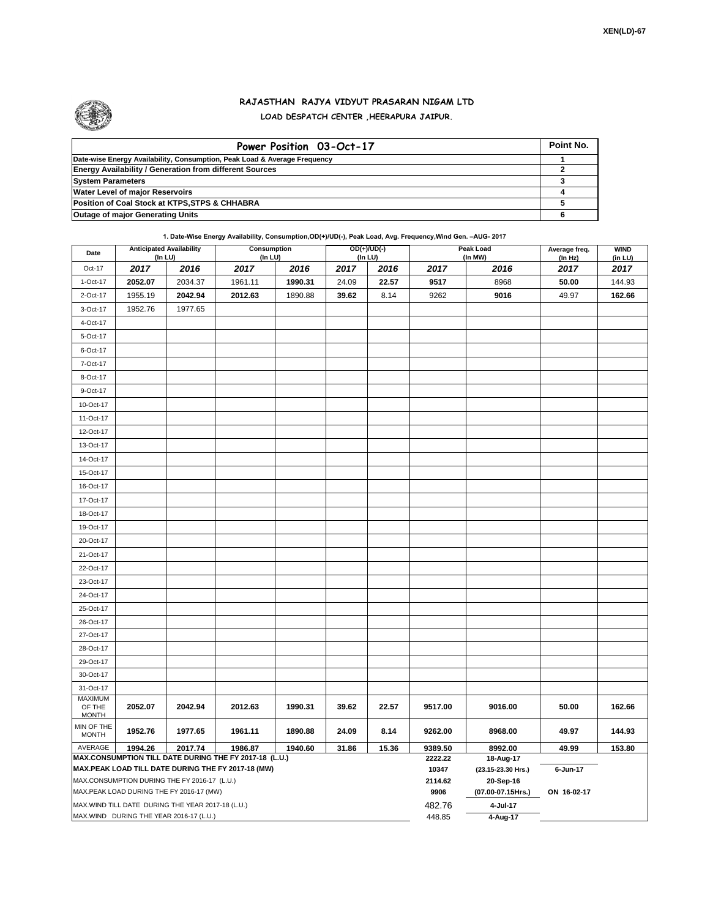XEN(LD)-67

## RAJASTHAN RAJYA VIDYUT PRASARAN NIGAM LTD

### LOAD DESPATCH CENTER ,HEERAPURA JAIPUR.

| Power Position 03-Oct-17 | Point No. |
|---|---|
| Date-wise Energy Availability, Consumption, Peak Load & Average Frequency | 1 |
| Energy Availability / Generation from different Sources | 2 |
| System Parameters | 3 |
| Water Level of major Reservoirs | 4 |
| Position of Coal Stock at KTPS,STPS & CHHABRA | 5 |
| Outage of major Generating Units | 6 |

**1. Date-Wise Energy Availability, Consumption,OD(+)/UD(-), Peak Load, Avg. Frequency,Wind Gen. –AUG- 2017**

| Date | Anticipated Availability (In LU) | | Consumption (In LU) | | OD(+)/UD(-) (In LU) | | Peak Load (In MW) | | Average freq. (In Hz) | WIND (in LU) |
|---|---|---|---|---|---|---|---|---|---|---|
| Oct-17 | 2017 | 2016 | 2017 | 2016 | 2017 | 2016 | 2017 | 2016 | 2017 | 2017 |
| 1-Oct-17 | 2052.07 | 2034.37 | 1961.11 | 1990.31 | 24.09 | 22.57 | 9517 | 8968 | 50.00 | 144.93 |
| 2-Oct-17 | 1955.19 | 2042.94 | 2012.63 | 1890.88 | 39.62 | 8.14 | 9262 | 9016 | 49.97 | 162.66 |
| 3-Oct-17 | 1952.76 | 1977.65 | | | | | | | | |
| 4-Oct-17 | | | | | | | | | | |
| 5-Oct-17 | | | | | | | | | | |
| 6-Oct-17 | | | | | | | | | | |
| 7-Oct-17 | | | | | | | | | | |
| 8-Oct-17 | | | | | | | | | | |
| 9-Oct-17 | | | | | | | | | | |
| 10-Oct-17 | | | | | | | | | | |
| 11-Oct-17 | | | | | | | | | | |
| 12-Oct-17 | | | | | | | | | | |
| 13-Oct-17 | | | | | | | | | | |
| 14-Oct-17 | | | | | | | | | | |
| 15-Oct-17 | | | | | | | | | | |
| 16-Oct-17 | | | | | | | | | | |
| 17-Oct-17 | | | | | | | | | | |
| 18-Oct-17 | | | | | | | | | | |
| 19-Oct-17 | | | | | | | | | | |
| 20-Oct-17 | | | | | | | | | | |
| 21-Oct-17 | | | | | | | | | | |
| 22-Oct-17 | | | | | | | | | | |
| 23-Oct-17 | | | | | | | | | | |
| 24-Oct-17 | | | | | | | | | | |
| 25-Oct-17 | | | | | | | | | | |
| 26-Oct-17 | | | | | | | | | | |
| 27-Oct-17 | | | | | | | | | | |
| 28-Oct-17 | | | | | | | | | | |
| 29-Oct-17 | | | | | | | | | | |
| 30-Oct-17 | | | | | | | | | | |
| 31-Oct-17 | | | | | | | | | | |
| MAXIMUM OF THE MONTH | 2052.07 | 2042.94 | 2012.63 | 1990.31 | 39.62 | 22.57 | 9517.00 | 9016.00 | 50.00 | 162.66 |
| MIN OF THE MONTH | 1952.76 | 1977.65 | 1961.11 | 1890.88 | 24.09 | 8.14 | 9262.00 | 8968.00 | 49.97 | 144.93 |
| AVERAGE | 1994.26 | 2017.74 | 1986.87 | 1940.60 | 31.86 | 15.36 | 9389.50 | 8992.00 | 49.99 | 153.80 |
| MAX.CONSUMPTION TILL DATE DURING THE FY 2017-18 (L.U.) | | | | | | | 2222.22 | 18-Aug-17 | | |
| MAX.PEAK LOAD TILL DATE DURING THE FY 2017-18 (MW) | | | | | | | 10347 | (23.15-23.30 Hrs.) | 6-Jun-17 | |
| MAX.CONSUMPTION DURING THE FY 2016-17 (L.U.) | | | | | | | 2114.62 | 20-Sep-16 | | |
| MAX.PEAK LOAD DURING THE FY 2016-17 (MW) | | | | | | | 9906 | (07.00-07.15Hrs.) | ON 16-02-17 | |
| MAX.WIND TILL DATE DURING THE YEAR 2017-18 (L.U.) | | | | | | | 482.76 | 4-Jul-17 | | |
| MAX.WIND DURING THE YEAR 2016-17 (L.U.) | | | | | | | 448.85 | 4-Aug-17 | | |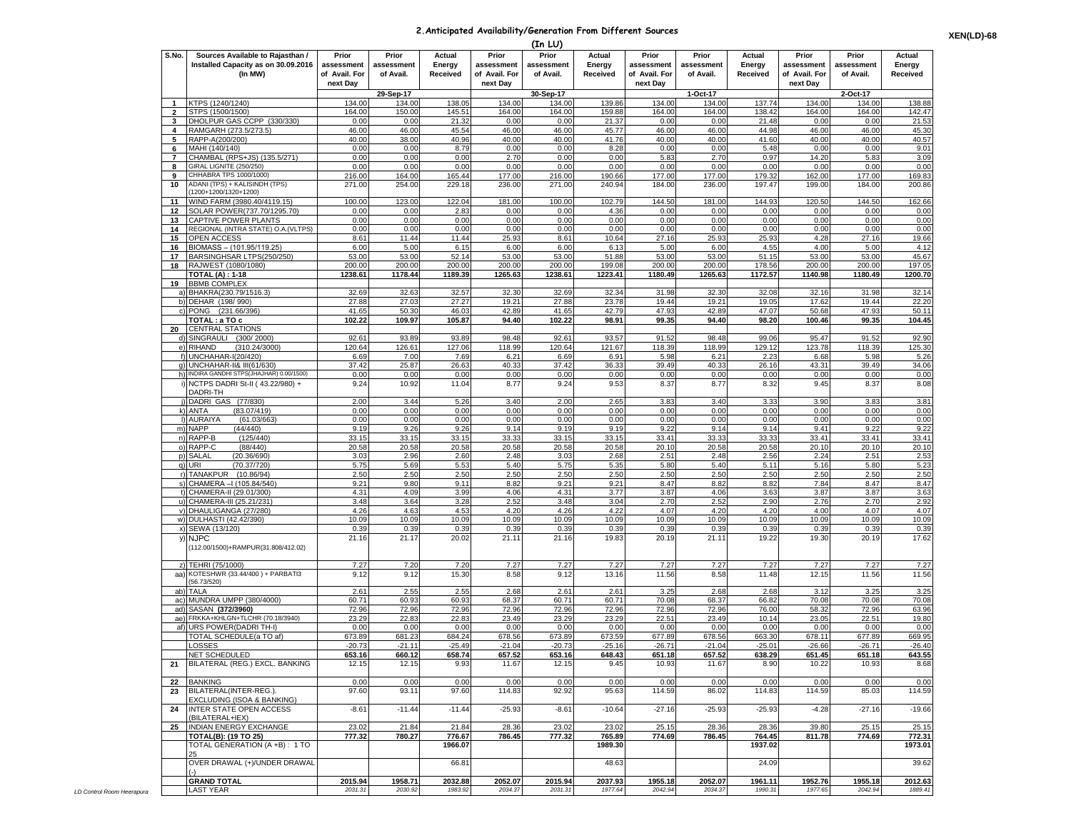## 2.Anticipated Availability/Generation From Different Sources

XEN(LD)-68

(In LU)

| S.No. | Sources Available to Rajasthan / Installed Capacity as on 30.09.2016 (In MW) | Prior assessment of Avail. For next Day | Prior assessment of Avail. | Actual Energy Received | Prior assessment of Avail. For next Day | Prior assessment of Avail. | Actual Energy Received | Prior assessment of Avail. For next Day | Prior assessment of Avail. | Actual Energy Received | Prior assessment of Avail. For next Day | Prior assessment of Avail. | Actual Energy Received |
|---|---|---|---|---|---|---|---|---|---|---|---|---|---|
| | | 29-Sep-17 | | | 30-Sep-17 | | | 1-Oct-17 | | | 2-Oct-17 | | |
| 1 | KTPS (1240/1240) | 134.00 | 134.00 | 138.05 | 134.00 | 134.00 | 139.86 | 134.00 | 134.00 | 137.74 | 134.00 | 134.00 | 138.88 |
| 2 | STPS (1500/1500) | 164.00 | 150.00 | 145.51 | 164.00 | 164.00 | 159.88 | 164.00 | 164.00 | 138.42 | 164.00 | 164.00 | 142.47 |
| 3 | DHOLPUR GAS CCPP (330/330) | 0.00 | 0.00 | 21.32 | 0.00 | 0.00 | 21.37 | 0.00 | 0.00 | 21.48 | 0.00 | 0.00 | 21.53 |
| 4 | RAMGARH (273.5/273.5) | 46.00 | 46.00 | 45.54 | 46.00 | 46.00 | 45.77 | 46.00 | 46.00 | 44.98 | 46.00 | 46.00 | 45.30 |
| 5 | RAPP-A(200/200) | 40.00 | 38.00 | 40.96 | 40.00 | 40.00 | 41.76 | 40.00 | 40.00 | 41.60 | 40.00 | 40.00 | 40.57 |
| 6 | MAHI (140/140) | 0.00 | 0.00 | 8.79 | 0.00 | 0.00 | 8.28 | 0.00 | 0.00 | 5.48 | 0.00 | 0.00 | 9.01 |
| 7 | CHAMBAL (RPS+JS) (135.5/271) | 0.00 | 0.00 | 0.00 | 2.70 | 0.00 | 0.00 | 5.83 | 2.70 | 0.97 | 14.20 | 5.83 | 3.09 |
| 8 | GIRAL LIGNITE (250/250) | 0.00 | 0.00 | 0.00 | 0.00 | 0.00 | 0.00 | 0.00 | 0.00 | 0.00 | 0.00 | 0.00 | 0.00 |
| 9 | CHHABRA TPS 1000/1000) | 216.00 | 164.00 | 165.44 | 177.00 | 216.00 | 190.66 | 177.00 | 177.00 | 179.32 | 162.00 | 177.00 | 169.83 |
| 10 | ADANI (TPS) + KALISINDH (TPS) (1200+1200/1320+1200) | 271.00 | 254.00 | 229.18 | 236.00 | 271.00 | 240.94 | 184.00 | 236.00 | 197.47 | 199.00 | 184.00 | 200.86 |
| 11 | WIND FARM (3980.40/4119.15) | 100.00 | 123.00 | 122.04 | 181.00 | 100.00 | 102.79 | 144.50 | 181.00 | 144.93 | 120.50 | 144.50 | 162.66 |
| 12 | SOLAR POWER(737.70/1295.70) | 0.00 | 0.00 | 2.83 | 0.00 | 0.00 | 4.36 | 0.00 | 0.00 | 0.00 | 0.00 | 0.00 | 0.00 |
| 13 | CAPTIVE POWER PLANTS | 0.00 | 0.00 | 0.00 | 0.00 | 0.00 | 0.00 | 0.00 | 0.00 | 0.00 | 0.00 | 0.00 | 0.00 |
| 14 | REGIONAL (INTRA STATE) O.A.(VLTPS) | 0.00 | 0.00 | 0.00 | 0.00 | 0.00 | 0.00 | 0.00 | 0.00 | 0.00 | 0.00 | 0.00 | 0.00 |
| 15 | OPEN ACCESS | 8.61 | 11.44 | 11.44 | 25.93 | 8.61 | 10.64 | 27.16 | 25.93 | 25.93 | 4.28 | 27.16 | 19.66 |
| 16 | BIOMASS – (101.95/119.25) | 6.00 | 5.00 | 6.15 | 6.00 | 6.00 | 6.13 | 5.00 | 6.00 | 4.55 | 4.00 | 5.00 | 4.12 |
| 17 | BARSINGHSAR LTPS(250/250) | 53.00 | 53.00 | 52.14 | 53.00 | 53.00 | 51.88 | 53.00 | 53.00 | 51.15 | 53.00 | 53.00 | 45.67 |
| 18 | RAJWEST (1080/1080) | 200.00 | 200.00 | 200.00 | 200.00 | 200.00 | 199.08 | 200.00 | 200.00 | 178.56 | 200.00 | 200.00 | 197.05 |
| | **TOTAL (A) : 1-18** | **1238.61** | **1178.44** | **1189.39** | **1265.63** | **1238.61** | **1223.41** | **1180.49** | **1265.63** | **1172.57** | **1140.98** | **1180.49** | **1200.70** |
| 19 | BBMB COMPLEX | | | | | | | | | | | | |
| a) | BHAKRA(230.79/1516.3) | 32.69 | 32.63 | 32.57 | 32.30 | 32.69 | 32.34 | 31.98 | 32.30 | 32.08 | 32.16 | 31.98 | 32.14 |
| b) | DEHAR (198/ 990) | 27.88 | 27.03 | 27.27 | 19.21 | 27.88 | 23.78 | 19.44 | 19.21 | 19.05 | 17.62 | 19.44 | 22.20 |
| c) | PONG (231.66/396) | 41.65 | 50.30 | 46.03 | 42.89 | 41.65 | 42.79 | 47.93 | 42.89 | 47.07 | 50.68 | 47.93 | 50.11 |
| | **TOTAL : a TO c** | **102.22** | **109.97** | **105.87** | **94.40** | **102.22** | **98.91** | **99.35** | **94.40** | **98.20** | **100.46** | **99.35** | **104.45** |
| 20 | CENTRAL STATIONS | | | | | | | | | | | | |
| d) | SINGRAULI (300/ 2000) | 92.61 | 93.89 | 93.89 | 98.48 | 92.61 | 93.57 | 91.52 | 98.48 | 99.06 | 95.47 | 91.52 | 92.90 |
| e) | RIHAND (310.24/3000) | 120.64 | 126.61 | 127.06 | 118.99 | 120.64 | 121.67 | 118.39 | 118.99 | 129.12 | 123.78 | 118.39 | 125.30 |
| f) | UNCHAHAR-I(20/420) | 6.69 | 7.00 | 7.69 | 6.21 | 6.69 | 6.91 | 5.98 | 6.21 | 2.23 | 6.68 | 5.98 | 5.26 |
| g) | UNCHAHAR-II& III(61/630) | 37.42 | 25.87 | 26.63 | 40.33 | 37.42 | 36.33 | 39.49 | 40.33 | 26.16 | 43.31 | 39.49 | 34.06 |
| h) | INDIRA GANDHI STPS(JHAJHAR) 0.00/1500) | 0.00 | 0.00 | 0.00 | 0.00 | 0.00 | 0.00 | 0.00 | 0.00 | 0.00 | 0.00 | 0.00 | 0.00 |
| i) | NCTPS DADRI St-II ( 43.22/980) + DADRI-TH | 9.24 | 10.92 | 11.04 | 8.77 | 9.24 | 9.53 | 8.37 | 8.77 | 8.32 | 9.45 | 8.37 | 8.08 |
| j) | DADRI GAS (77/830) | 2.00 | 3.44 | 5.26 | 3.40 | 2.00 | 2.65 | 3.83 | 3.40 | 3.33 | 3.90 | 3.83 | 3.81 |
| k) | ANTA (83.07/419) | 0.00 | 0.00 | 0.00 | 0.00 | 0.00 | 0.00 | 0.00 | 0.00 | 0.00 | 0.00 | 0.00 | 0.00 |
| l) | AURAIYA (61.03/663) | 0.00 | 0.00 | 0.00 | 0.00 | 0.00 | 0.00 | 0.00 | 0.00 | 0.00 | 0.00 | 0.00 | 0.00 |
| m) | NAPP (44/440) | 9.19 | 9.26 | 9.26 | 9.14 | 9.19 | 9.19 | 9.22 | 9.14 | 9.14 | 9.41 | 9.22 | 9.22 |
| n) | RAPP-B (125/440) | 33.15 | 33.15 | 33.15 | 33.33 | 33.15 | 33.15 | 33.41 | 33.33 | 33.33 | 33.41 | 33.41 | 33.41 |
| o) | RAPP-C (88/440) | 20.58 | 20.58 | 20.58 | 20.58 | 20.58 | 20.58 | 20.10 | 20.58 | 20.58 | 20.10 | 20.10 | 20.10 |
| p) | SALAL (20.36/690) | 3.03 | 2.96 | 2.60 | 2.48 | 3.03 | 2.68 | 2.51 | 2.48 | 2.56 | 2.24 | 2.51 | 2.53 |
| q) | URI (70.37/720) | 5.75 | 5.69 | 5.53 | 5.40 | 5.75 | 5.35 | 5.80 | 5.40 | 5.11 | 5.16 | 5.80 | 5.23 |
| r) | TANAKPUR (10.86/94) | 2.50 | 2.50 | 2.50 | 2.50 | 2.50 | 2.50 | 2.50 | 2.50 | 2.50 | 2.50 | 2.50 | 2.50 |
| s) | CHAMERA –I (105.84/540) | 9.21 | 9.80 | 9.11 | 8.82 | 9.21 | 9.21 | 8.47 | 8.82 | 8.82 | 7.84 | 8.47 | 8.47 |
| t) | CHAMERA-II (29.01/300) | 4.31 | 4.09 | 3.99 | 4.06 | 4.31 | 3.77 | 3.87 | 4.06 | 3.63 | 3.87 | 3.87 | 3.63 |
| u) | CHAMERA-III (25.21/231) | 3.48 | 3.64 | 3.28 | 2.52 | 3.48 | 3.04 | 2.70 | 2.52 | 2.90 | 2.76 | 2.70 | 2.92 |
| v) | DHAULIGANGA (27/280) | 4.26 | 4.63 | 4.53 | 4.20 | 4.26 | 4.22 | 4.07 | 4.20 | 4.20 | 4.00 | 4.07 | 4.07 |
| w) | DULHASTI (42.42/390) | 10.09 | 10.09 | 10.09 | 10.09 | 10.09 | 10.09 | 10.09 | 10.09 | 10.09 | 10.09 | 10.09 | 10.09 |
| x) | SEWA (13/120) | 0.39 | 0.39 | 0.39 | 0.39 | 0.39 | 0.39 | 0.39 | 0.39 | 0.39 | 0.39 | 0.39 | 0.39 |
| y) | NJPC (112.00/1500)+RAMPUR(31.808/412.02) | 21.16 | 21.17 | 20.02 | 21.11 | 21.16 | 19.83 | 20.19 | 21.11 | 19.22 | 19.30 | 20.19 | 17.62 |
| z) | TEHRI (75/1000) | 7.27 | 7.20 | 7.20 | 7.27 | 7.27 | 7.27 | 7.27 | 7.27 | 7.27 | 7.27 | 7.27 | 7.27 |
| aa) | KOTESHWR (33.44/400 ) + PARBATI3 (56.73/520) | 9.12 | 9.12 | 15.30 | 8.58 | 9.12 | 13.16 | 11.56 | 8.58 | 11.48 | 12.15 | 11.56 | 11.56 |
| ab) | TALA | 2.61 | 2.55 | 2.55 | 2.68 | 2.61 | 2.61 | 3.25 | 2.68 | 2.68 | 3.12 | 3.25 | 3.25 |
| ac) | MUNDRA UMPP (380/4000) | 60.71 | 60.93 | 60.93 | 68.37 | 60.71 | 60.71 | 70.08 | 68.37 | 66.82 | 70.08 | 70.08 | 70.08 |
| ad) | SASAN **(372/3960)** | 72.96 | 72.96 | 72.96 | 72.96 | 72.96 | 72.96 | 72.96 | 72.96 | 76.00 | 58.32 | 72.96 | 63.96 |
| ae) | FRKKA+KHLGN+TLCHR (70.18/3940) | 23.29 | 22.83 | 22.83 | 23.49 | 23.29 | 23.29 | 22.51 | 23.49 | 10.14 | 23.05 | 22.51 | 19.80 |
| af) | URS POWER(DADRI TH-I) | 0.00 | 0.00 | 0.00 | 0.00 | 0.00 | 0.00 | 0.00 | 0.00 | 0.00 | 0.00 | 0.00 | 0.00 |
| | TOTAL SCHEDULE(a TO af) | 673.89 | 681.23 | 684.24 | 678.56 | 673.89 | 673.59 | 677.89 | 678.56 | 663.30 | 678.11 | 677.89 | 669.95 |
| | LOSSES | -20.73 | -21.11 | -25.49 | -21.04 | -20.73 | -25.16 | -26.71 | -21.04 | -25.01 | -26.66 | -26.71 | -26.40 |
| | NET SCHEDULED | 653.16 | 660.12 | 658.74 | 657.52 | 653.16 | 648.43 | 651.18 | 657.52 | 638.29 | 651.45 | 651.18 | 643.55 |
| 21 | BILATERAL (REG.) EXCL. BANKING | 12.15 | 12.15 | 9.93 | 11.67 | 12.15 | 9.45 | 10.93 | 11.67 | 8.90 | 10.22 | 10.93 | 8.68 |
| 22 | BANKING | 0.00 | 0.00 | 0.00 | 0.00 | 0.00 | 0.00 | 0.00 | 0.00 | 0.00 | 0.00 | 0.00 | 0.00 |
| 23 | BILATERAL(INTER-REG.). EXCLUDING (ISOA & BANKING) | 97.60 | 93.11 | 97.60 | 114.83 | 92.92 | 95.63 | 114.59 | 86.02 | 114.83 | 114.59 | 85.03 | 114.59 |
| 24 | INTER STATE OPEN ACCESS (BILATERAL+IEX) | -8.61 | -11.44 | -11.44 | -25.93 | -8.61 | -10.64 | -27.16 | -25.93 | -25.93 | -4.28 | -27.16 | -19.66 |
| 25 | INDIAN ENERGY EXCHANGE | 23.02 | 21.84 | 21.84 | 28.36 | 23.02 | 23.02 | 25.15 | 28.36 | 28.36 | 39.80 | 25.15 | 25.15 |
| | **TOTAL(B): (19 TO 25)** | **777.32** | **780.27** | **776.67** | **786.45** | **777.32** | **765.89** | **774.69** | **786.45** | **764.45** | **811.78** | **774.69** | **772.31** |
| | TOTAL GENERATION (A +B) : 1 TO 25 | | | **1966.07** | | | **1989.30** | | | **1937.02** | | | **1973.01** |
| | OVER DRAWAL (+)/UNDER DRAWAL (-) | | | 66.81 | | | 48.63 | | | 24.09 | | | 39.62 |
| | **GRAND TOTAL** | **2015.94** | **1958.71** | **2032.88** | **2052.07** | **2015.94** | **2037.93** | **1955.18** | **2052.07** | **1961.11** | **1952.76** | **1955.18** | **2012.63** |
| | LAST YEAR | *2031.31* | *2030.92* | *1983.92* | *2034.37* | *2031.31* | *1977.64* | *2042.94* | *2034.37* | *1990.31* | *1977.65* | *2042.94* | *1889.41* |

*LD Control Room Heerapura*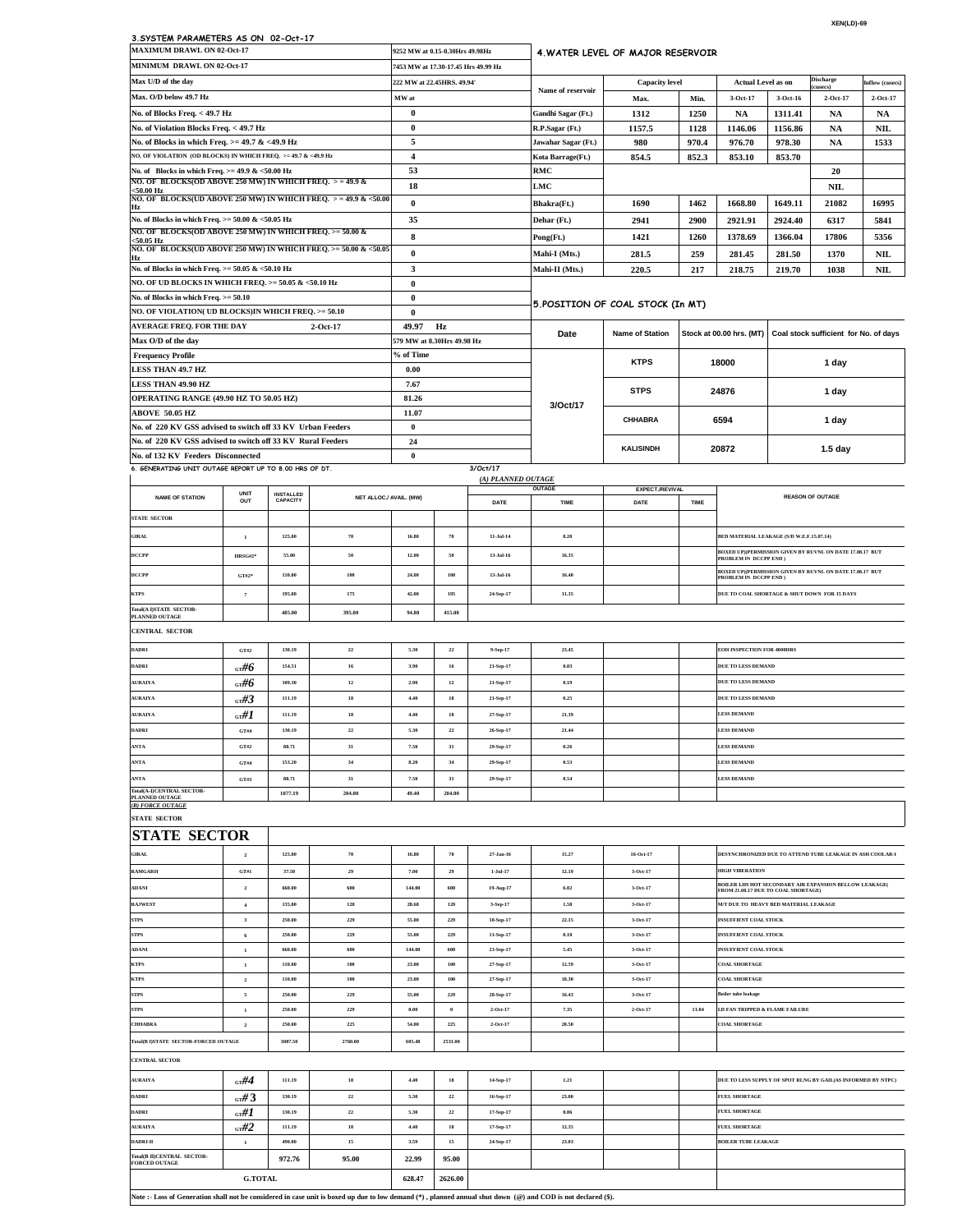XEN(LD)-69

### 3.SYSTEM PARAMETERS AS ON 02-Oct-17

| | |
|---|---|
| MAXIMUM DRAWL ON 02-Oct-17 | 9252 MW at 0.15-0.30Hrs 49.98Hz |
| MINIMUM DRAWL ON 02-Oct-17 | 7453 MW at 17.30-17.45 Hrs 49.99 Hz |
| Max U/D of the day | 222 MW at 22.45HRS. 49.94' |
| Max. O/D below 49.7 Hz | MW at |
| No. of Blocks Freq. < 49.7 Hz | 0 |
| No. of Violation Blocks Freq. < 49.7 Hz | 0 |
| No. of Blocks in which Freq. >= 49.7 & <49.9 Hz | 5 |
| NO. OF VIOLATION (OD BLOCKS) IN WHICH FREQ. >= 49.7 & <49.9 Hz | 4 |
| No. of Blocks in which Freq. >= 49.9 & <50.00 Hz | 53 |
| NO. OF BLOCKS(OD ABOVE 250 MW) IN WHICH FREQ. > = 49.9 & <50.00 Hz | 18 |
| NO. OF BLOCKS(UD ABOVE 250 MW) IN WHICH FREQ. > = 49.9 & <50.00 Hz | 0 |
| No. of Blocks in which Freq. >= 50.00 & <50.05 Hz | 35 |
| NO. OF BLOCKS(OD ABOVE 250 MW) IN WHICH FREQ. >= 50.00 & <50.05 Hz | 8 |
| NO. OF BLOCKS(UD ABOVE 250 MW) IN WHICH FREQ. >= 50.00 & <50.05 Hz | 0 |
| No. of Blocks in which Freq. >= 50.05 & <50.10 Hz | 3 |
| NO. OF UD BLOCKS IN WHICH FREQ. >= 50.05 & <50.10 Hz | 0 |
| No. of Blocks in which Freq. >= 50.10 | 0 |
| NO. OF VIOLATION( UD BLOCKS)IN WHICH FREQ. >= 50.10 | 0 |
| AVERAGE FREQ. FOR THE DAY 2-Oct-17 | 49.97 Hz |
| Max O/D of the day | 579 MW at 8.30Hrs 49.98 Hz |
| Frequency Profile | % of Time |
| LESS THAN 49.7 HZ | 0.00 |
| LESS THAN 49.90 HZ | 7.67 |
| OPERATING RANGE (49.90 HZ TO 50.05 HZ) | 81.26 |
| ABOVE 50.05 HZ | 11.07 |
| No. of 220 KV GSS advised to switch off 33 KV Urban Feeders | 0 |
| No. of 220 KV GSS advised to switch off 33 KV Rural Feeders | 24 |
| No. of 132 KV Feeders Disconnected | 0 |

### 4.WATER LEVEL OF MAJOR RESERVOIR

| Name of reservoir | Capacity level | | Actual Level as on | | Discharge (cusecs) | Inflow (cusecs) |
|---|---|---|---|---|---|---|
| | Max. | Min. | 3-Oct-17 | 3-Oct-16 | 2-Oct-17 | 2-Oct-17 |
| Gandhi Sagar (Ft.) | 1312 | 1250 | NA | 1311.41 | NA | NA |
| R.P.Sagar (Ft.) | 1157.5 | 1128 | 1146.06 | 1156.86 | NA | NIL |
| Jawahar Sagar (Ft.) | 980 | 970.4 | 976.70 | 978.30 | NA | 1533 |
| Kota Barrage(Ft.) | 854.5 | 852.3 | 853.10 | 853.70 | | |
| RMC | | | | | 20 | |
| LMC | | | | | NIL | |
| Bhakra(Ft.) | 1690 | 1462 | 1668.80 | 1649.11 | 21082 | 16995 |
| Dehar (Ft.) | 2941 | 2900 | 2921.91 | 2924.40 | 6317 | 5841 |
| Pong(Ft.) | 1421 | 1260 | 1378.69 | 1366.04 | 17806 | 5356 |
| Mahi-I (Mts.) | 281.5 | 259 | 281.45 | 281.50 | 1370 | NIL |
| Mahi-II (Mts.) | 220.5 | 217 | 218.75 | 219.70 | 1038 | NIL |

### 5.POSITION OF COAL STOCK (In MT)

| Date | Name of Station | Stock at 00.00 hrs. (MT) | Coal stock sufficient for No. of days |
|---|---|---|---|
| 3/Oct/17 | KTPS | 18000 | 1 day |
| | STPS | 24876 | 1 day |
| | CHHABRA | 6594 | 1 day |
| | KALISINDH | 20872 | 1.5 day |

### 6. GENERATING UNIT OUTAGE REPORT UP TO 8.00 HRS OF DT. 3/Oct/17

*(A) PLANNED OUTAGE*

| NAME OF STATION | UNIT OUT | INSTALLED CAPACITY | NET ALLOC./ AVAIL. (MW) | | | OUTAGE DATE | OUTAGE TIME | EXPECT./REVIVAL DATE | EXPECT./REVIVAL TIME | REASON OF OUTAGE |
|---|---|---|---|---|---|---|---|---|---|---|
| STATE SECTOR | | | | | | | | | | |
| GIRAL | 1 | 125.00 | 70 | 16.80 | 70 | 11-Jul-14 | 8.20 | | | BED MATERIAL LEAKAGE (S/D W.E.F.15.07.14) |
| DCCPP | HRSG#2* | 55.00 | 50 | 12.00 | 50 | 13-Jul-16 | 16.35 | | | BOXED UP(PERMISSION GIVEN BY RUVNL ON DATE 17.08.17 BUT PROBLEM IN DCCPP END ) |
| DCCPP | GT#2* | 110.00 | 100 | 24.00 | 100 | 13-Jul-16 | 16.40 | | | BOXED UP(PERMISSION GIVEN BY RUVNL ON DATE 17.08.17 BUT PROBLEM IN DCCPP END ) |
| KTPS | 7 | 195.00 | 175 | 42.00 | 195 | 24-Sep-17 | 11.35 | | | DUE TO COAL SHORTAGE & SHUT DOWN FOR 15 DAYS |
| Total(A I)STATE SECTOR-PLANNED OUTAGE | | 485.00 | 395.00 | 94.80 | 415.00 | | | | | |
| CENTRAL SECTOR | | | | | | | | | | |
| DADRI | GT#2 | 130.19 | 22 | 5.30 | 22 | 9-Sep-17 | 23.45 | | | EOH INSPECTION FOR 4000HRS |
| DADRI | GT#6 | 154.51 | 16 | 3.90 | 16 | 21-Sep-17 | 0.03 | | | DUE TO LESS DEMAND |
| AURAIYA | GT#6 | 109.30 | 12 | 2.90 | 12 | 21-Sep-17 | 0.19 | | | DUE TO LESS DEMAND |
| AURAIYA | GT#3 | 111.19 | 18 | 4.40 | 18 | 21-Sep-17 | 0.25 | | | DUE TO LESS DEMAND |
| AURAIYA | GT#1 | 111.19 | 18 | 4.40 | 18 | 27-Sep-17 | 21.39 | | | LESS DEMAND |
| DADRI | GT#4 | 130.19 | 22 | 5.30 | 22 | 26-Sep-17 | 21.44 | | | LESS DEMAND |
| ANTA | GT#2 | 88.71 | 31 | 7.50 | 31 | 29-Sep-17 | 0.26 | | | LESS DEMAND |
| ANTA | GT#4 | 153.20 | 34 | 8.20 | 34 | 29-Sep-17 | 0.53 | | | LESS DEMAND |
| ANTA | GT#3 | 88.71 | 31 | 7.50 | 31 | 29-Sep-17 | 0.54 | | | LESS DEMAND |
| Total(A-I)CENTRAL SECTOR-PLANNED OUTAGE | | 1077.19 | 204.00 | 49.40 | 204.00 | | | | | |
| *(B) FORCE OUTAGE* | | | | | | | | | | |
| STATE SECTOR | | | | | | | | | | |
| **STATE SECTOR** | | | | | | | | | | |
| GIRAL | 2 | 125.00 | 70 | 16.80 | 70 | 27-Jan-16 | 15.27 | 16-Oct-17 | | DESYNCHRONIZED DUE TO ATTEND TUBE LEAKAGE IN ASH COOLAR-I |
| RAMGARH | GT#1 | 37.50 | 29 | 7.00 | 29 | 1-Jul-17 | 12.19 | 3-Oct-17 | | HIGH VIBERATION |
| ADANI | 2 | 660.00 | 600 | 144.00 | 600 | 19-Aug-17 | 6.02 | 3-Oct-17 | | BOILER LHS HOT SECONDARY AIR EXPANSION BELLOW LEAKAGE( FROM 21.08.17 DUE TO COAL SHORTAGE) |
| RAJWEST | 4 | 135.00 | 120 | 28.68 | 120 | 3-Sep-17 | 1.58 | 3-Oct-17 | | M/T DUE TO HEAVY BED MATERIAL LEAKAGE |
| STPS | 3 | 250.00 | 229 | 55.00 | 229 | 10-Sep-17 | 22.15 | 3-Oct-17 | | INSUFFIENT COAL STOCK |
| STPS | 6 | 250.00 | 229 | 55.00 | 229 | 11-Sep-17 | 0.10 | 3-Oct-17 | | INSUFFIENT COAL STOCK |
| ADANI | 1 | 660.00 | 600 | 144.00 | 600 | 23-Sep-17 | 5.45 | 3-Oct-17 | | INSUFFIENT COAL STOCK |
| KTPS | 1 | 110.00 | 100 | 23.00 | 100 | 27-Sep-17 | 12.59 | 3-Oct-17 | | COAL SHORTAGE |
| KTPS | 2 | 110.00 | 100 | 23.00 | 100 | 27-Sep-17 | 18.30 | 3-Oct-17 | | COAL SHORTAGE |
| STPS | 5 | 250.00 | 229 | 55.00 | 229 | 28-Sep-17 | 16.43 | 3-Oct-17 | | Boiler tube leakage |
| STPS | 1 | 250.00 | 229 | 0.00 | 0 | 2-Oct-17 | 7.35 | 2-Oct-17 | 11.04 | I.D FAN TRIPPED & FLAME FAILURE |
| CHHABRA | 2 | 250.00 | 225 | 54.00 | 225 | 2-Oct-17 | 20.50 | | | COAL SHORTAGE |
| Total(B I)STATE SECTOR-FORCED OUTAGE | | 3087.50 | 2760.00 | 605.48 | 2531.00 | | | | | |
| CENTRAL SECTOR | | | | | | | | | | |
| AURAIYA | GT#4 | 111.19 | 18 | 4.40 | 18 | 14-Sep-17 | 1.21 | | | DUE TO LESS SUPPLY OF SPOT RLNG BY GAIL(AS INFORMED BY NTPC) |
| DADRI | GT#3 | 130.19 | 22 | 5.30 | 22 | 16-Sep-17 | 23.00 | | | FUEL SHORTAGE |
| DADRI | GT#1 | 130.19 | 22 | 5.30 | 22 | 17-Sep-17 | 0.06 | | | FUEL SHORTAGE |
| AURAIYA | GT#2 | 111.19 | 18 | 4.40 | 18 | 17-Sep-17 | 12.35 | | | FUEL SHORTAGE |
| DADRI-II | 1 | 490.00 | 15 | 3.59 | 15 | 24-Sep-17 | 23.03 | | | BOILER TUBE LEAKAGE |
| Total(B II)CENTRAL SECTOR-FORCED OUTAGE | | 972.76 | 95.00 | 22.99 | 95.00 | | | | | |
| G.TOTAL | | | | 628.47 | 2626.00 | | | | | |

Note :- Loss of Generation shall not be considered in case unit is boxed up due to low demand (*) , planned annual shut down (@) and COD is not declared ($).